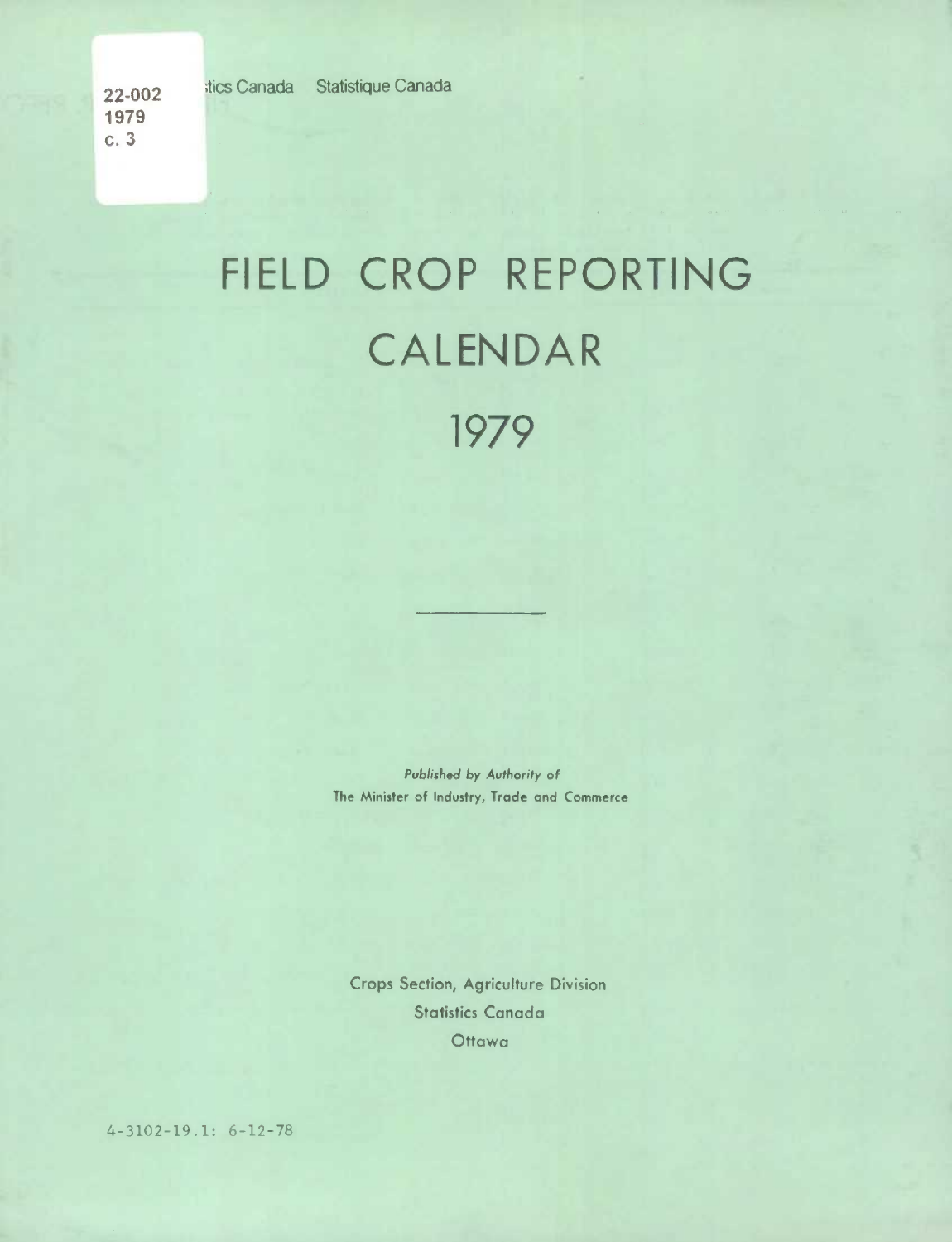22-002
1979
c. 3

Statistics Canada Statistique Canada

# FIELD CROP REPORTING CALENDAR 1979

*Published by Authority of*
The Minister of Industry, Trade and Commerce

Crops Section, Agriculture Division
Statistics Canada
Ottawa

4-3102-19.1: 6-12-78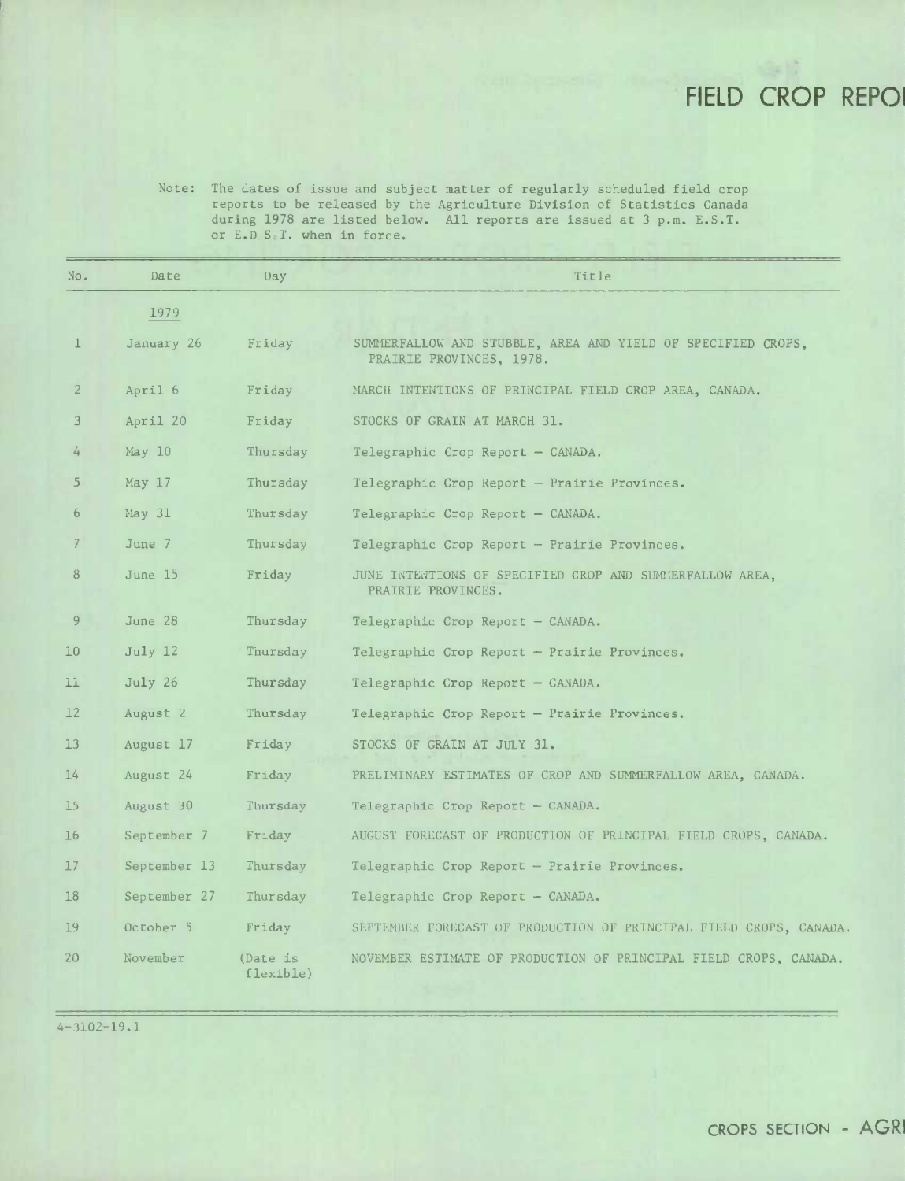# FIELD CROP REPO

Note: The dates of issue and subject matter of regularly scheduled field crop reports to be released by the Agriculture Division of Statistics Canada during 1978 are listed below. All reports are issued at 3 p.m. E.S.T. or E.D.S.T. when in force.

| No. | Date | Day | Title |
|---|---|---|---|
| | 1979 | | |
| 1 | January 26 | Friday | SUMMERFALLOW AND STUBBLE, AREA AND YIELD OF SPECIFIED CROPS, PRAIRIE PROVINCES, 1978. |
| 2 | April 6 | Friday | MARCH INTENTIONS OF PRINCIPAL FIELD CROP AREA, CANADA. |
| 3 | April 20 | Friday | STOCKS OF GRAIN AT MARCH 31. |
| 4 | May 10 | Thursday | Telegraphic Crop Report – CANADA. |
| 5 | May 17 | Thursday | Telegraphic Crop Report – Prairie Provinces. |
| 6 | May 31 | Thursday | Telegraphic Crop Report – CANADA. |
| 7 | June 7 | Thursday | Telegraphic Crop Report – Prairie Provinces. |
| 8 | June 15 | Friday | JUNE INTENTIONS OF SPECIFIED CROP AND SUMMERFALLOW AREA, PRAIRIE PROVINCES. |
| 9 | June 28 | Thursday | Telegraphic Crop Report – CANADA. |
| 10 | July 12 | Thursday | Telegraphic Crop Report – Prairie Provinces. |
| 11 | July 26 | Thursday | Telegraphic Crop Report – CANADA. |
| 12 | August 2 | Thursday | Telegraphic Crop Report – Prairie Provinces. |
| 13 | August 17 | Friday | STOCKS OF GRAIN AT JULY 31. |
| 14 | August 24 | Friday | PRELIMINARY ESTIMATES OF CROP AND SUMMERFALLOW AREA, CANADA. |
| 15 | August 30 | Thursday | Telegraphic Crop Report – CANADA. |
| 16 | September 7 | Friday | AUGUST FORECAST OF PRODUCTION OF PRINCIPAL FIELD CROPS, CANADA. |
| 17 | September 13 | Thursday | Telegraphic Crop Report – Prairie Provinces. |
| 18 | September 27 | Thursday | Telegraphic Crop Report – CANADA. |
| 19 | October 5 | Friday | SEPTEMBER FORECAST OF PRODUCTION OF PRINCIPAL FIELD CROPS, CANADA. |
| 20 | November | (Date is flexible) | NOVEMBER ESTIMATE OF PRODUCTION OF PRINCIPAL FIELD CROPS, CANADA. |

4-3102-19.1

CROPS SECTION - AGRI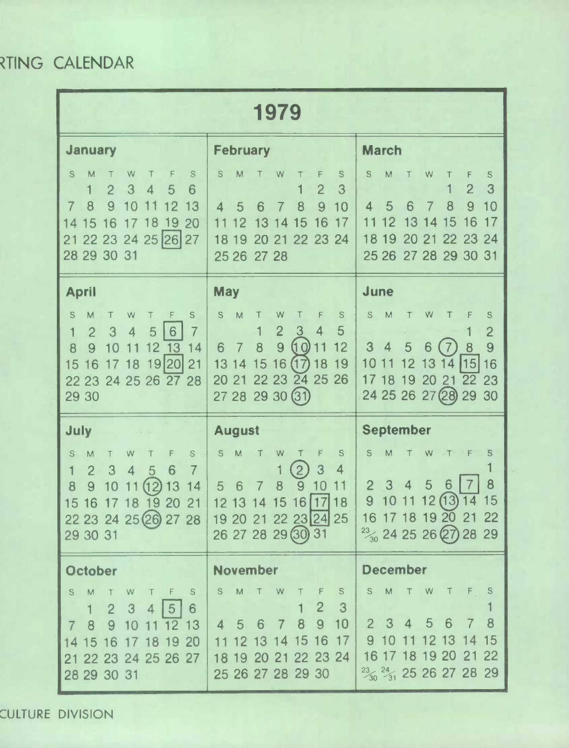RTING CALENDAR

# 1979

### January

| S | M | T | W | T | F | S |
|---|---|---|---|---|---|---|
| | 1 | 2 | 3 | 4 | 5 | 6 |
| 7 | 8 | 9 | 10 | 11 | 12 | 13 |
| 14 | 15 | 16 | 17 | 18 | 19 | 20 |
| 21 | 22 | 23 | 24 | 25 | [26] | 27 |
| 28 | 29 | 30 | 31 | | | |

### February

| S | M | T | W | T | F | S |
|---|---|---|---|---|---|---|
| | | | | 1 | 2 | 3 |
| 4 | 5 | 6 | 7 | 8 | 9 | 10 |
| 11 | 12 | 13 | 14 | 15 | 16 | 17 |
| 18 | 19 | 20 | 21 | 22 | 23 | 24 |
| 25 | 26 | 27 | 28 | | | |

### March

| S | M | T | W | T | F | S |
|---|---|---|---|---|---|---|
| | | | | 1 | 2 | 3 |
| 4 | 5 | 6 | 7 | 8 | 9 | 10 |
| 11 | 12 | 13 | 14 | 15 | 16 | 17 |
| 18 | 19 | 20 | 21 | 22 | 23 | 24 |
| 25 | 26 | 27 | 28 | 29 | 30 | 31 |

### April

| S | M | T | W | T | F | S |
|---|---|---|---|---|---|---|
| 1 | 2 | 3 | 4 | 5 | [6] | 7 |
| 8 | 9 | 10 | 11 | 12 | 13 | 14 |
| 15 | 16 | 17 | 18 | 19 | [20] | 21 |
| 22 | 23 | 24 | 25 | 26 | 27 | 28 |
| 29 | 30 | | | | | |

### May

| S | M | T | W | T | F | S |
|---|---|---|---|---|---|---|
| | | 1 | 2 | 3 | 4 | 5 |
| 6 | 7 | 8 | 9 | (10) | 11 | 12 |
| 13 | 14 | 15 | 16 | (17) | 18 | 19 |
| 20 | 21 | 22 | 23 | 24 | 25 | 26 |
| 27 | 28 | 29 | 30 | (31) | | |

### June

| S | M | T | W | T | F | S |
|---|---|---|---|---|---|---|
| | | | | | 1 | 2 |
| 3 | 4 | 5 | 6 | (7) | 8 | 9 |
| 10 | 11 | 12 | 13 | 14 | [15] | 16 |
| 17 | 18 | 19 | 20 | 21 | 22 | 23 |
| 24 | 25 | 26 | 27 | (28) | 29 | 30 |

### July

| S | M | T | W | T | F | S |
|---|---|---|---|---|---|---|
| 1 | 2 | 3 | 4 | 5 | 6 | 7 |
| 8 | 9 | 10 | 11 | (12) | 13 | 14 |
| 15 | 16 | 17 | 18 | 19 | 20 | 21 |
| 22 | 23 | 24 | 25 | (26) | 27 | 28 |
| 29 | 30 | 31 | | | | |

### August

| S | M | T | W | T | F | S |
|---|---|---|---|---|---|---|
| | | | 1 | (2) | 3 | 4 |
| 5 | 6 | 7 | 8 | 9 | 10 | 11 |
| 12 | 13 | 14 | 15 | 16 | [17] | 18 |
| 19 | 20 | 21 | 22 | 23 | [24] | 25 |
| 26 | 27 | 28 | 29 | (30) | 31 | |

### September

| S | M | T | W | T | F | S |
|---|---|---|---|---|---|---|
| | | | | | | 1 |
| 2 | 3 | 4 | 5 | 6 | [7] | 8 |
| 9 | 10 | 11 | 12 | (13) | 14 | 15 |
| 16 | 17 | 18 | 19 | 20 | 21 | 22 |
| 23/30 | 24 | 25 | 26 | (27) | 28 | 29 |

### October

| S | M | T | W | T | F | S |
|---|---|---|---|---|---|---|
| | 1 | 2 | 3 | 4 | [5] | 6 |
| 7 | 8 | 9 | 10 | 11 | 12 | 13 |
| 14 | 15 | 16 | 17 | 18 | 19 | 20 |
| 21 | 22 | 23 | 24 | 25 | 26 | 27 |
| 28 | 29 | 30 | 31 | | | |

### November

| S | M | T | W | T | F | S |
|---|---|---|---|---|---|---|
| | | | | 1 | 2 | 3 |
| 4 | 5 | 6 | 7 | 8 | 9 | 10 |
| 11 | 12 | 13 | 14 | 15 | 16 | 17 |
| 18 | 19 | 20 | 21 | 22 | 23 | 24 |
| 25 | 26 | 27 | 28 | 29 | 30 | |

### December

| S | M | T | W | T | F | S |
|---|---|---|---|---|---|---|
| | | | | | | 1 |
| 2 | 3 | 4 | 5 | 6 | 7 | 8 |
| 9 | 10 | 11 | 12 | 13 | 14 | 15 |
| 16 | 17 | 18 | 19 | 20 | 21 | 22 |
| 23/30 | 24/31 | 25 | 26 | 27 | 28 | 29 |

CULTURE DIVISION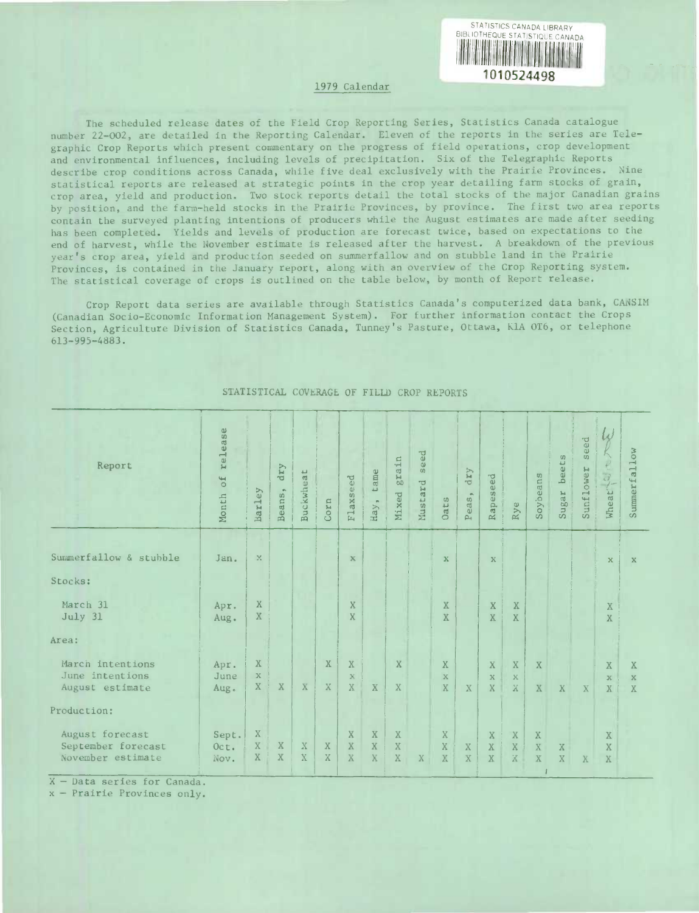## 1979 Calendar

The scheduled release dates of the Field Crop Reporting Series, Statistics Canada catalogue number 22-002, are detailed in the Reporting Calendar. Eleven of the reports in the series are Telegraphic Crop Reports which present commentary on the progress of field operations, crop development and environmental influences, including levels of precipitation. Six of the Telegraphic Reports describe crop conditions across Canada, while five deal exclusively with the Prairie Provinces. Nine statistical reports are released at strategic points in the crop year detailing farm stocks of grain, crop area, yield and production. Two stock reports detail the total stocks of the major Canadian grains by position, and the farm-held stocks in the Prairie Provinces, by province. The first two area reports contain the surveyed planting intentions of producers while the August estimates are made after seeding has been completed. Yields and levels of production are forecast twice, based on expectations to the end of harvest, while the November estimate is released after the harvest. A breakdown of the previous year's crop area, yield and production seeded on summerfallow and on stubble land in the Prairie Provinces, is contained in the January report, along with an overview of the Crop Reporting system. The statistical coverage of crops is outlined on the table below, by month of Report release.

Crop Report data series are available through Statistics Canada's computerized data bank, CANSIM (Canadian Socio-Economic Information Management System). For further information contact the Crops Section, Agriculture Division of Statistics Canada, Tunney's Pasture, Ottawa, K1A 0T6, or telephone 613-995-4883.

### STATISTICAL COVERAGE OF FIELD CROP REPORTS

| Report | Month of release | Barley | Beans, dry | Buckwheat | Corn | Flaxseed | Hay, tame | Mixed grain | Mustard seed | Oats | Peas, dry | Rapeseed | Rye | Soybeans | Sugar beets | Sunflower seed | Wheat | Summerfallow |
|---|---|---|---|---|---|---|---|---|---|---|---|---|---|---|---|---|---|---|
| Summerfallow & stubble | Jan. | x | | | | x | | | | x | | x | | | | | x | x |
| Stocks: | | | | | | | | | | | | | | | | | | |
| March 31 | Apr. | X | | | | X | | | | X | | X | X | | | | X | |
| July 31 | Aug. | X | | | | X | | | | X | | X | X | | | | X | |
| Area: | | | | | | | | | | | | | | | | | | |
| March intentions | Apr. | X | | | X | X | | X | | X | | X | X | X | | | X | X |
| June intentions | June | x | | | | x | | | | x | | x | x | | | | x | x |
| August estimate | Aug. | X | X | X | X | X | X | X | | X | X | X | X | X | X | X | X | X |
| Production: | | | | | | | | | | | | | | | | | | |
| August forecast | Sept. | X | | | | X | X | X | | X | | X | X | X | | | X | |
| September forecast | Oct. | X | X | X | X | X | X | X | | X | X | X | X | X | X | | X | |
| November estimate | Nov. | X | X | X | X | X | X | X | X | X | X | X | X | X | X | X | X | |

X – Data series for Canada.

x – Prairie Provinces only.